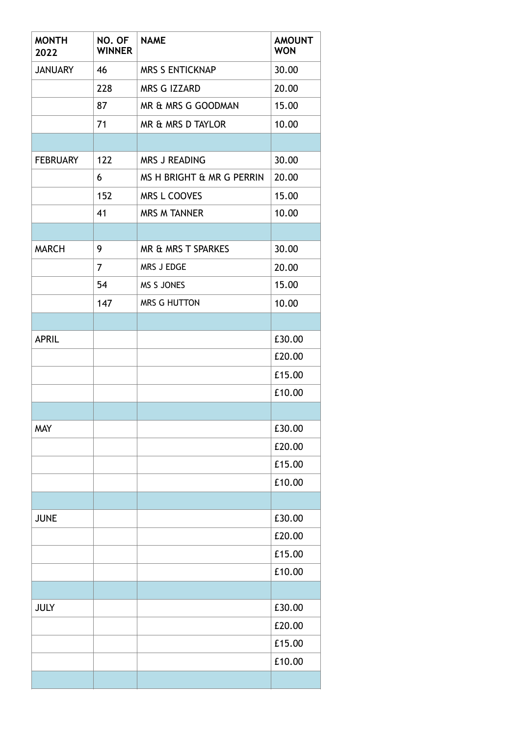| MONTH 2022 | NO. OF WINNER | NAME | AMOUNT WON |
|---|---|---|---|
| JANUARY | 46 | MRS S ENTICKNAP | 30.00 |
| | 228 | MRS G IZZARD | 20.00 |
| | 87 | MR & MRS G GOODMAN | 15.00 |
| | 71 | MR & MRS D TAYLOR | 10.00 |
| | | | |
| FEBRUARY | 122 | MRS J READING | 30.00 |
| | 6 | MS H BRIGHT & MR G PERRIN | 20.00 |
| | 152 | MRS L COOVES | 15.00 |
| | 41 | MRS M TANNER | 10.00 |
| | | | |
| MARCH | 9 | MR & MRS T SPARKES | 30.00 |
| | 7 | MRS J EDGE | 20.00 |
| | 54 | MS S JONES | 15.00 |
| | 147 | MRS G HUTTON | 10.00 |
| | | | |
| APRIL | | | £30.00 |
| | | | £20.00 |
| | | | £15.00 |
| | | | £10.00 |
| | | | |
| MAY | | | £30.00 |
| | | | £20.00 |
| | | | £15.00 |
| | | | £10.00 |
| | | | |
| JUNE | | | £30.00 |
| | | | £20.00 |
| | | | £15.00 |
| | | | £10.00 |
| | | | |
| JULY | | | £30.00 |
| | | | £20.00 |
| | | | £15.00 |
| | | | £10.00 |
| | | | |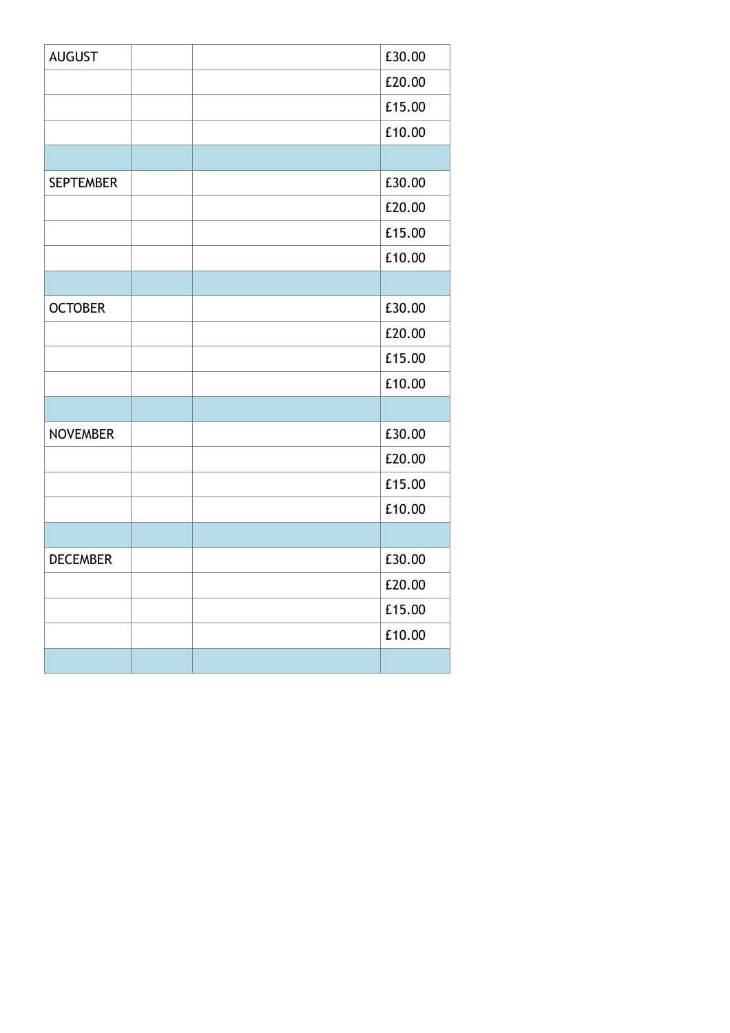| | | | |
|---|---|---|---|
| AUGUST | | | £30.00 |
| | | | £20.00 |
| | | | £15.00 |
| | | | £10.00 |
| | | | |
| SEPTEMBER | | | £30.00 |
| | | | £20.00 |
| | | | £15.00 |
| | | | £10.00 |
| | | | |
| OCTOBER | | | £30.00 |
| | | | £20.00 |
| | | | £15.00 |
| | | | £10.00 |
| | | | |
| NOVEMBER | | | £30.00 |
| | | | £20.00 |
| | | | £15.00 |
| | | | £10.00 |
| | | | |
| DECEMBER | | | £30.00 |
| | | | £20.00 |
| | | | £15.00 |
| | | | £10.00 |
| | | | |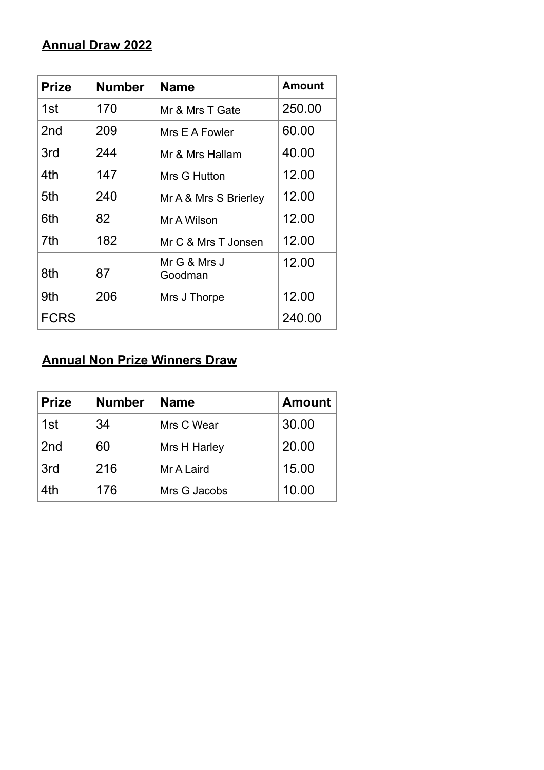## Annual Draw 2022

| Prize | Number | Name | Amount |
|---|---|---|---|
| 1st | 170 | Mr & Mrs T Gate | 250.00 |
| 2nd | 209 | Mrs E A Fowler | 60.00 |
| 3rd | 244 | Mr & Mrs Hallam | 40.00 |
| 4th | 147 | Mrs G Hutton | 12.00 |
| 5th | 240 | Mr A & Mrs S Brierley | 12.00 |
| 6th | 82 | Mr A Wilson | 12.00 |
| 7th | 182 | Mr C & Mrs T Jonsen | 12.00 |
| 8th | 87 | Mr G & Mrs J Goodman | 12.00 |
| 9th | 206 | Mrs J Thorpe | 12.00 |
| FCRS | | | 240.00 |

## Annual Non Prize Winners Draw

| Prize | Number | Name | Amount |
|---|---|---|---|
| 1st | 34 | Mrs C Wear | 30.00 |
| 2nd | 60 | Mrs H Harley | 20.00 |
| 3rd | 216 | Mr A Laird | 15.00 |
| 4th | 176 | Mrs G Jacobs | 10.00 |